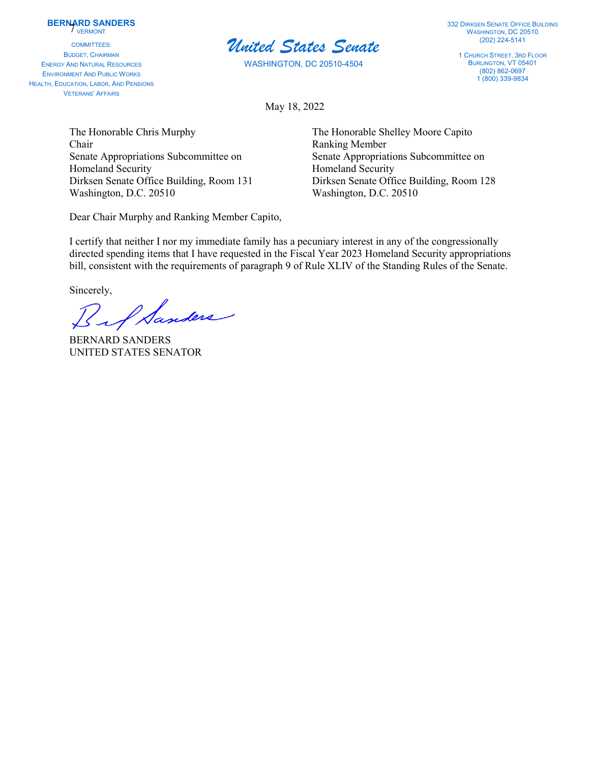**BERNARD SANDERS**
VERMONT

COMMITTEES:
BUDGET, CHAIRMAN
ENERGY AND NATURAL RESOURCES
ENVIRONMENT AND PUBLIC WORKS
HEALTH, EDUCATION, LABOR, AND PENSIONS
VETERANS' AFFAIRS

# *United States Senate*

WASHINGTON, DC 20510-4504

332 DIRKSEN SENATE OFFICE BUILDING
WASHINGTON, DC 20510
(202) 224-5141

1 CHURCH STREET, 3RD FLOOR
BURLINGTON, VT 05401
(802) 862-0697
1 (800) 339-9834

May 18, 2022

The Honorable Chris Murphy
Chair
Senate Appropriations Subcommittee on Homeland Security
Dirksen Senate Office Building, Room 131
Washington, D.C. 20510

The Honorable Shelley Moore Capito
Ranking Member
Senate Appropriations Subcommittee on Homeland Security
Dirksen Senate Office Building, Room 128
Washington, D.C. 20510

Dear Chair Murphy and Ranking Member Capito,

I certify that neither I nor my immediate family has a pecuniary interest in any of the congressionally directed spending items that I have requested in the Fiscal Year 2023 Homeland Security appropriations bill, consistent with the requirements of paragraph 9 of Rule XLIV of the Standing Rules of the Senate.

Sincerely,

BERNARD SANDERS
UNITED STATES SENATOR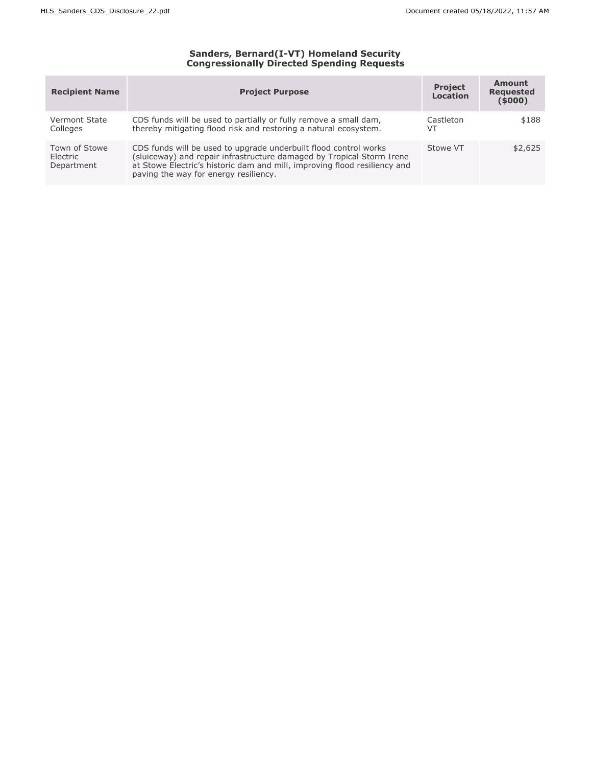**Sanders, Bernard(I-VT) Homeland Security**
**Congressionally Directed Spending Requests**

| Recipient Name | Project Purpose | Project Location | Amount Requested ($000) |
| --- | --- | --- | --- |
| Vermont State Colleges | CDS funds will be used to partially or fully remove a small dam, thereby mitigating flood risk and restoring a natural ecosystem. | Castleton VT | $188 |
| Town of Stowe Electric Department | CDS funds will be used to upgrade underbuilt flood control works (sluiceway) and repair infrastructure damaged by Tropical Storm Irene at Stowe Electric's historic dam and mill, improving flood resiliency and paving the way for energy resiliency. | Stowe VT | $2,625 |